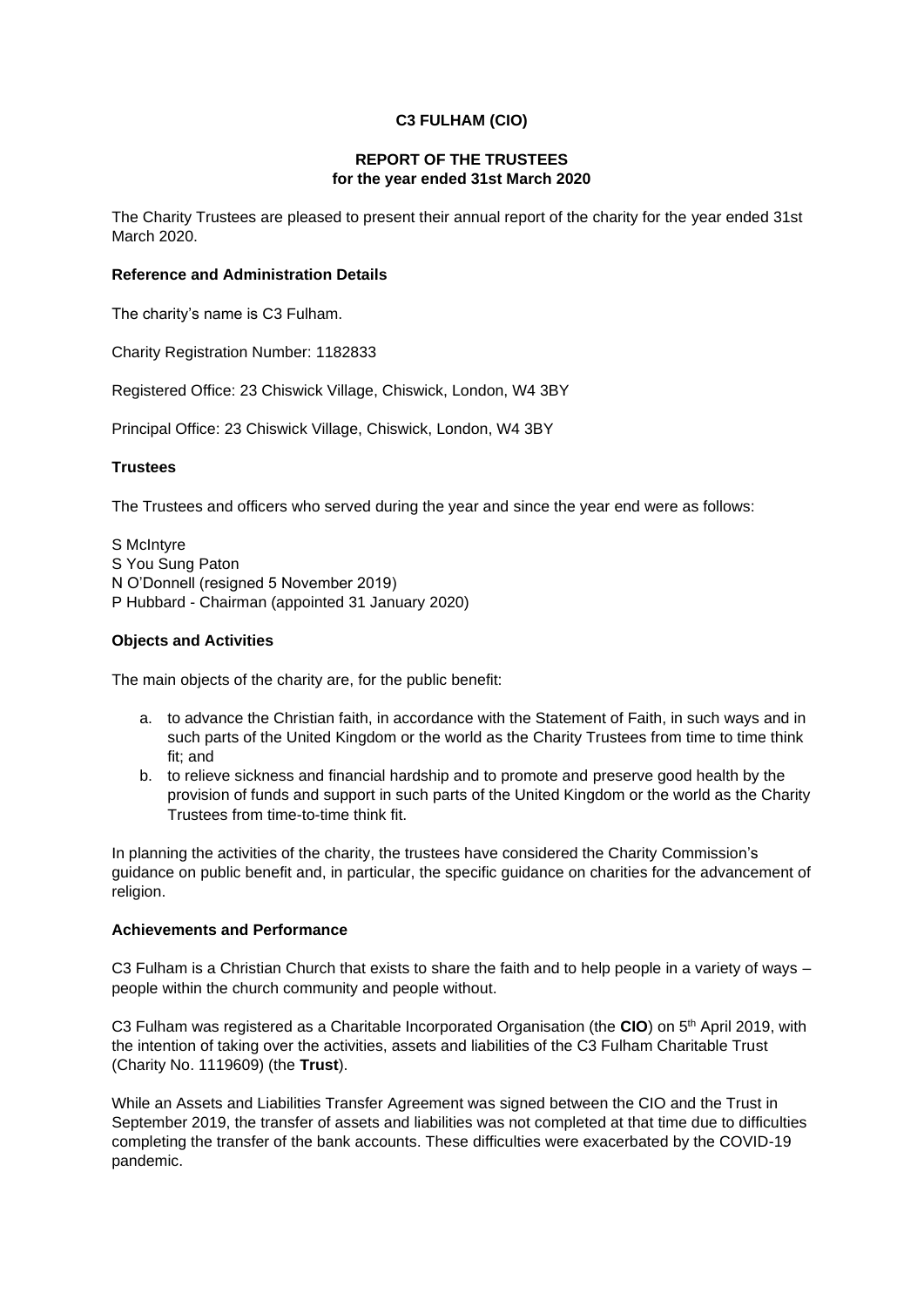# C3 FULHAM (CIO)

## REPORT OF THE TRUSTEES
## for the year ended 31st March 2020

The Charity Trustees are pleased to present their annual report of the charity for the year ended 31st March 2020.

### Reference and Administration Details

The charity's name is C3 Fulham.

Charity Registration Number: 1182833

Registered Office: 23 Chiswick Village, Chiswick, London, W4 3BY

Principal Office: 23 Chiswick Village, Chiswick, London, W4 3BY

### Trustees

The Trustees and officers who served during the year and since the year end were as follows:

S McIntyre
S You Sung Paton
N O'Donnell (resigned 5 November 2019)
P Hubbard - Chairman (appointed 31 January 2020)

### Objects and Activities

The main objects of the charity are, for the public benefit:

a. to advance the Christian faith, in accordance with the Statement of Faith, in such ways and in such parts of the United Kingdom or the world as the Charity Trustees from time to time think fit; and
b. to relieve sickness and financial hardship and to promote and preserve good health by the provision of funds and support in such parts of the United Kingdom or the world as the Charity Trustees from time-to-time think fit.

In planning the activities of the charity, the trustees have considered the Charity Commission's guidance on public benefit and, in particular, the specific guidance on charities for the advancement of religion.

### Achievements and Performance

C3 Fulham is a Christian Church that exists to share the faith and to help people in a variety of ways – people within the church community and people without.

C3 Fulham was registered as a Charitable Incorporated Organisation (the **CIO**) on 5th April 2019, with the intention of taking over the activities, assets and liabilities of the C3 Fulham Charitable Trust (Charity No. 1119609) (the **Trust**).

While an Assets and Liabilities Transfer Agreement was signed between the CIO and the Trust in September 2019, the transfer of assets and liabilities was not completed at that time due to difficulties completing the transfer of the bank accounts. These difficulties were exacerbated by the COVID-19 pandemic.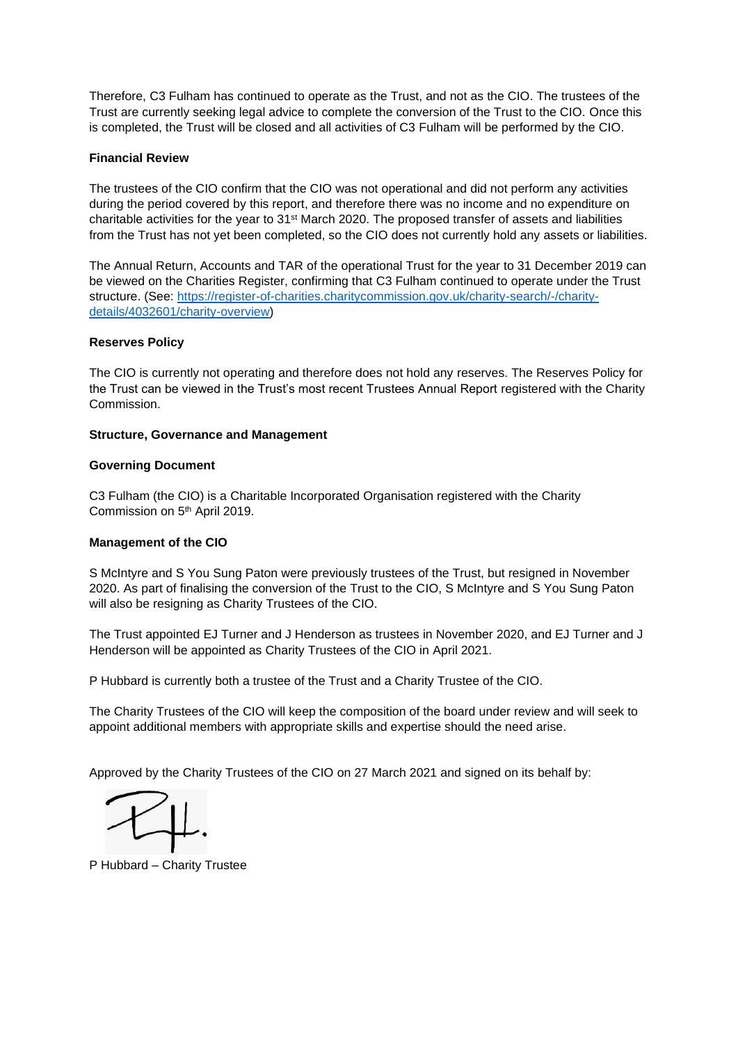Therefore, C3 Fulham has continued to operate as the Trust, and not as the CIO. The trustees of the Trust are currently seeking legal advice to complete the conversion of the Trust to the CIO. Once this is completed, the Trust will be closed and all activities of C3 Fulham will be performed by the CIO.

**Financial Review**

The trustees of the CIO confirm that the CIO was not operational and did not perform any activities during the period covered by this report, and therefore there was no income and no expenditure on charitable activities for the year to 31st March 2020. The proposed transfer of assets and liabilities from the Trust has not yet been completed, so the CIO does not currently hold any assets or liabilities.

The Annual Return, Accounts and TAR of the operational Trust for the year to 31 December 2019 can be viewed on the Charities Register, confirming that C3 Fulham continued to operate under the Trust structure. (See: [https://register-of-charities.charitycommission.gov.uk/charity-search/-/charity-details/4032601/charity-overview](https://register-of-charities.charitycommission.gov.uk/charity-search/-/charity-details/4032601/charity-overview))

**Reserves Policy**

The CIO is currently not operating and therefore does not hold any reserves. The Reserves Policy for the Trust can be viewed in the Trust's most recent Trustees Annual Report registered with the Charity Commission.

**Structure, Governance and Management**

**Governing Document**

C3 Fulham (the CIO) is a Charitable Incorporated Organisation registered with the Charity Commission on 5th April 2019.

**Management of the CIO**

S McIntyre and S You Sung Paton were previously trustees of the Trust, but resigned in November 2020. As part of finalising the conversion of the Trust to the CIO, S McIntyre and S You Sung Paton will also be resigning as Charity Trustees of the CIO.

The Trust appointed EJ Turner and J Henderson as trustees in November 2020, and EJ Turner and J Henderson will be appointed as Charity Trustees of the CIO in April 2021.

P Hubbard is currently both a trustee of the Trust and a Charity Trustee of the CIO.

The Charity Trustees of the CIO will keep the composition of the board under review and will seek to appoint additional members with appropriate skills and expertise should the need arise.

Approved by the Charity Trustees of the CIO on 27 March 2021 and signed on its behalf by:

P Hubbard – Charity Trustee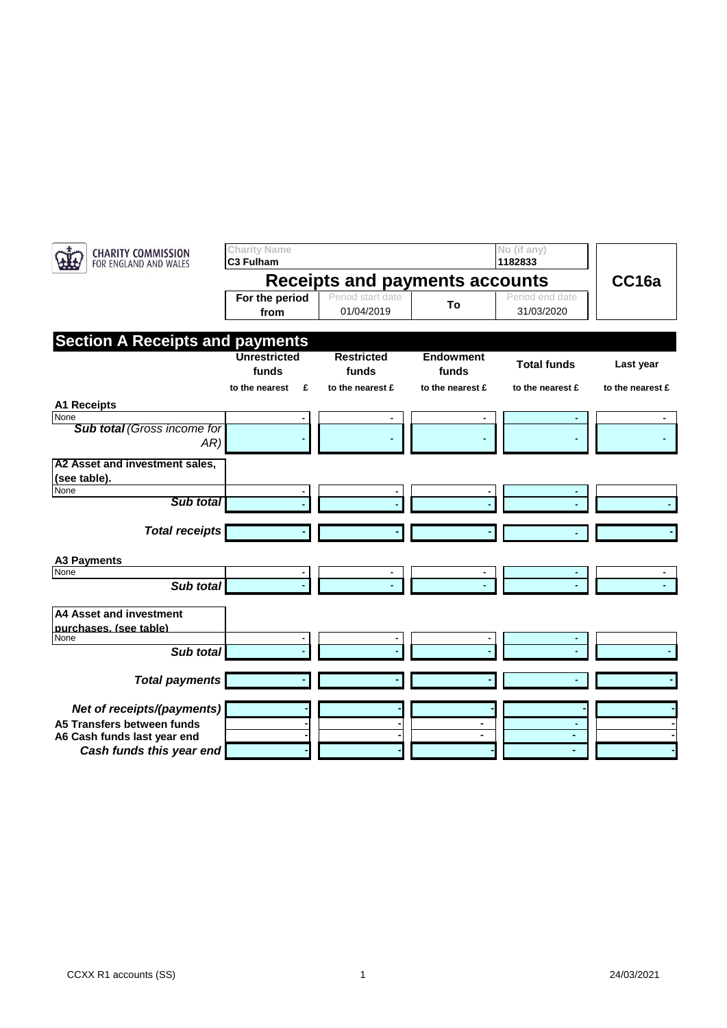CHARITY COMMISSION FOR ENGLAND AND WALES

| Charity Name | No (if any) |
|---|---|
| **C3 Fulham** | **1182833** |

# Receipts and payments accounts

**CC16a**

| For the period from | Period start date | To | Period end date |
|---|---|---|---|
| | 01/04/2019 | | 31/03/2020 |

## Section A Receipts and payments

| | Unrestricted funds | Restricted funds | Endowment funds | Total funds | Last year |
|---|---|---|---|---|---|
| | to the nearest £ | to the nearest £ | to the nearest £ | to the nearest £ | to the nearest £ |
| **A1 Receipts** | | | | | |
| None | - | - | - | - | - |
| ***Sub total*** *(Gross income for AR)* | - | - | - | - | - |
| **A2 Asset and investment sales, (see table).** | | | | | |
| None | - | - | - | - | |
| ***Sub total*** | - | - | - | - | - |
| ***Total receipts*** | - | - | - | - | - |
| **A3 Payments** | | | | | |
| None | - | - | - | - | - |
| ***Sub total*** | - | - | - | - | - |
| **A4 Asset and investment purchases, (see table)** | | | | | |
| None | - | - | - | - | |
| ***Sub total*** | - | - | - | - | - |
| ***Total payments*** | - | - | - | - | - |
| ***Net of receipts/(payments)*** | - | - | - | - | - |
| **A5 Transfers between funds** | - | - | - | - | - |
| **A6 Cash funds last year end** | - | - | - | - | - |
| ***Cash funds this year end*** | - | - | - | - | - |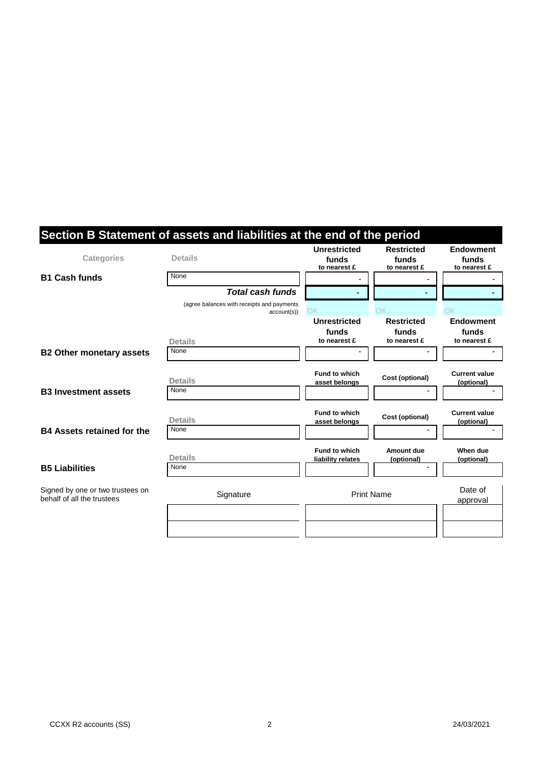## Section B Statement of assets and liabilities at the end of the period

| Categories | Details | Unrestricted funds to nearest £ | Restricted funds to nearest £ | Endowment funds to nearest £ |
|---|---|---|---|---|
| **B1 Cash funds** | None | - | - | - |
| | ***Total cash funds*** | - | - | - |
| | (agree balances with receipts and payments account(s)) | OK | OK | OK |

| | Details | Unrestricted funds to nearest £ | Restricted funds to nearest £ | Endowment funds to nearest £ |
|---|---|---|---|---|
| **B2 Other monetary assets** | None | - | - | - |

| | Details | Fund to which asset belongs | Cost (optional) | Current value (optional) |
|---|---|---|---|---|
| **B3 Investment assets** | None | | - | - |

| | Details | Fund to which asset belongs | Cost (optional) | Current value (optional) |
|---|---|---|---|---|
| **B4 Assets retained for the** | None | | - | - |

| | Details | Fund to which liability relates | Amount due (optional) | When due (optional) |
|---|---|---|---|---|
| **B5 Liabilities** | None | | - | |

| Signed by one or two trustees on behalf of all the trustees | Signature | Print Name | Date of approval |
|---|---|---|---|
| | | | |
| | | | |

CCXX R2 accounts (SS) 24/03/2021